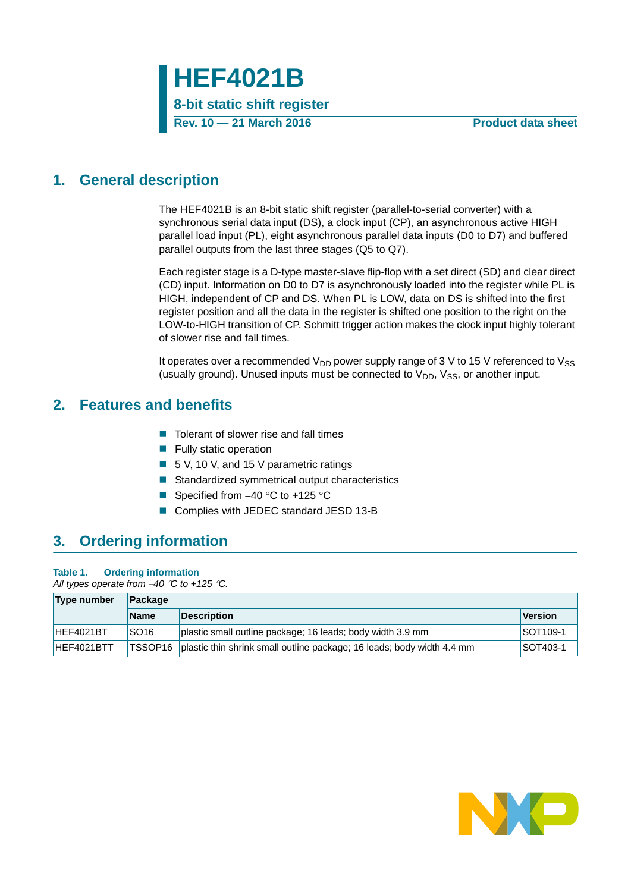# HEF4021B

## 8-bit static shift register

**Rev. 10 — 21 March 2016** **Product data sheet**

## 1. General description

The HEF4021B is an 8-bit static shift register (parallel-to-serial converter) with a synchronous serial data input (DS), a clock input (CP), an asynchronous active HIGH parallel load input (PL), eight asynchronous parallel data inputs (D0 to D7) and buffered parallel outputs from the last three stages (Q5 to Q7).

Each register stage is a D-type master-slave flip-flop with a set direct (SD) and clear direct (CD) input. Information on D0 to D7 is asynchronously loaded into the register while PL is HIGH, independent of CP and DS. When PL is LOW, data on DS is shifted into the first register position and all the data in the register is shifted one position to the right on the LOW-to-HIGH transition of CP. Schmitt trigger action makes the clock input highly tolerant of slower rise and fall times.

It operates over a recommended $V_{DD}$ power supply range of 3 V to 15 V referenced to $V_{SS}$ (usually ground). Unused inputs must be connected to $V_{DD}$, $V_{SS}$, or another input.

## 2. Features and benefits

- Tolerant of slower rise and fall times
- Fully static operation
- 5 V, 10 V, and 15 V parametric ratings
- Standardized symmetrical output characteristics
- Specified from –40 °C to +125 °C
- Complies with JEDEC standard JESD 13-B

## 3. Ordering information

**Table 1. Ordering information**

*All types operate from –40 °C to +125 °C.*

| Type number | Package | | |
|---|---|---|---|
| | **Name** | **Description** | **Version** |
| HEF4021BT | SO16 | plastic small outline package; 16 leads; body width 3.9 mm | SOT109-1 |
| HEF4021BTT | TSSOP16 | plastic thin shrink small outline package; 16 leads; body width 4.4 mm | SOT403-1 |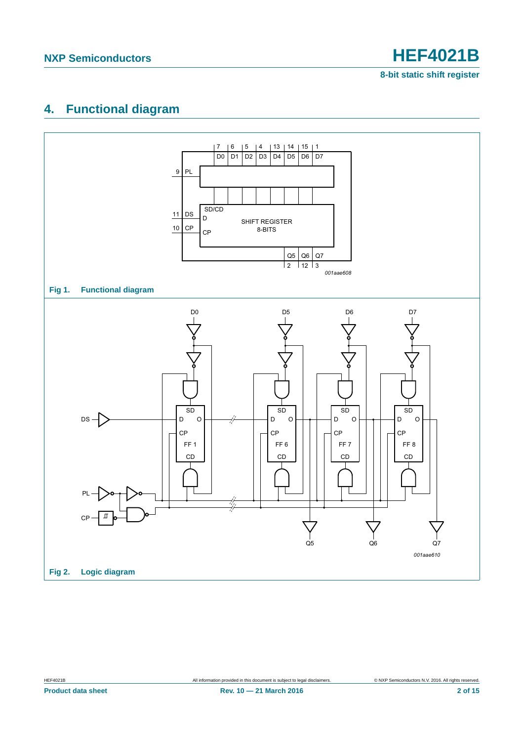## 4. Functional diagram

**Fig 1. Functional diagram**

**Fig 2. Logic diagram**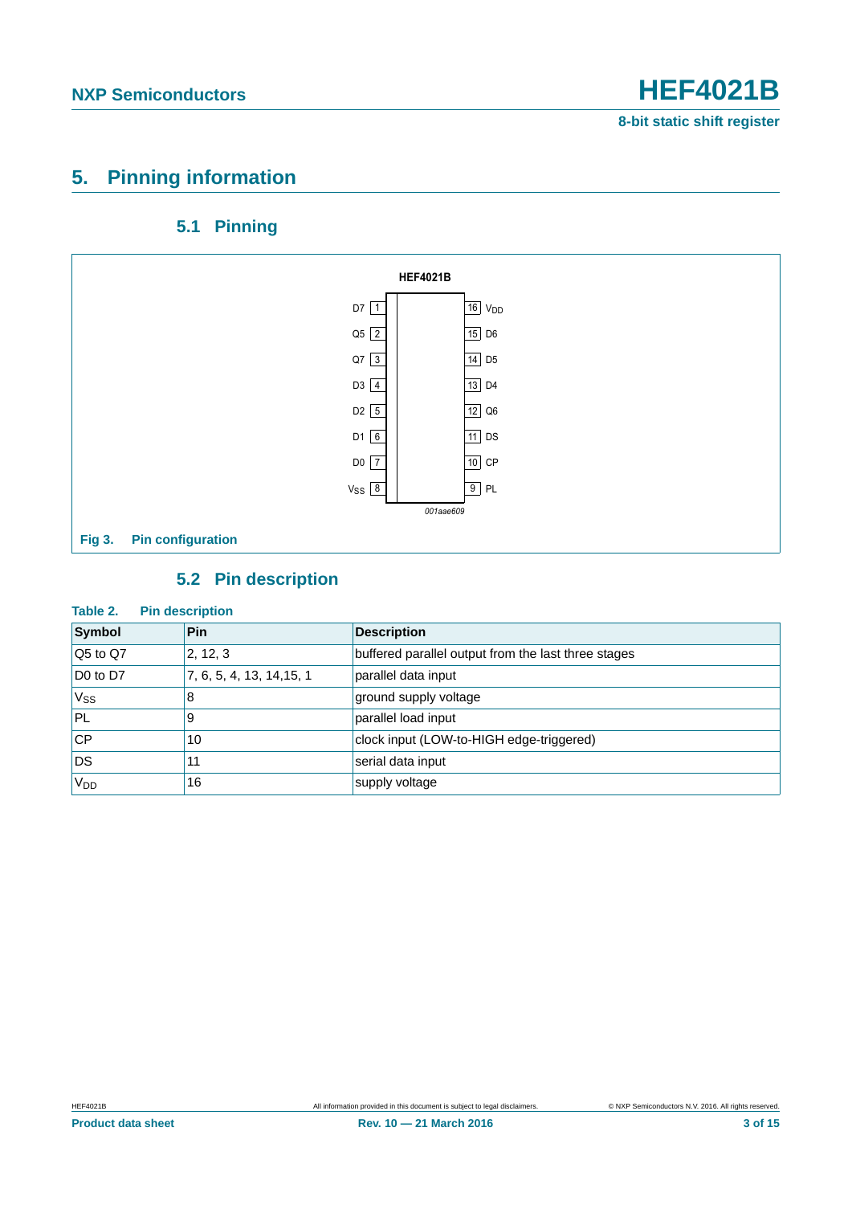## 5. Pinning information

### 5.1 Pinning

HEF4021B

| Left label | Pin | Pin | Right label |
|---|---|---|---|
| D7 | 1 | 16 | $V_{DD}$ |
| Q5 | 2 | 15 | D6 |
| Q7 | 3 | 14 | D5 |
| D3 | 4 | 13 | D4 |
| D2 | 5 | 12 | Q6 |
| D1 | 6 | 11 | DS |
| D0 | 7 | 10 | CP |
| $V_{SS}$ | 8 | 9 | PL |

001aae609

**Fig 3. Pin configuration**

### 5.2 Pin description

**Table 2. Pin description**

| Symbol | Pin | Description |
|---|---|---|
| Q5 to Q7 | 2, 12, 3 | buffered parallel output from the last three stages |
| D0 to D7 | 7, 6, 5, 4, 13, 14,15, 1 | parallel data input |
| $V_{SS}$ | 8 | ground supply voltage |
| PL | 9 | parallel load input |
| CP | 10 | clock input (LOW-to-HIGH edge-triggered) |
| DS | 11 | serial data input |
| $V_{DD}$ | 16 | supply voltage |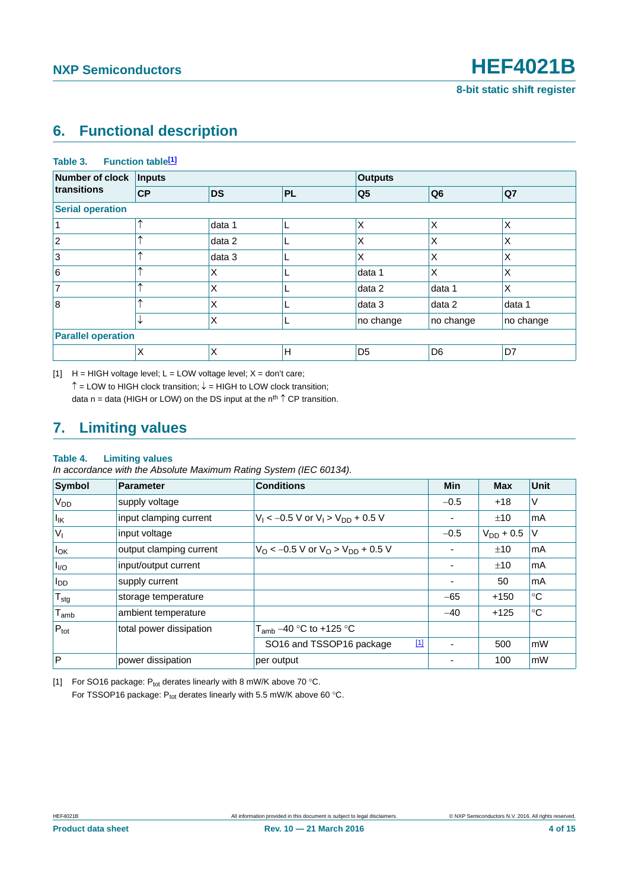## 6. Functional description

**Table 3. Function table[1]**

| Number of clock transitions | Inputs | | | Outputs | | |
|---|---|---|---|---|---|---|
| | CP | DS | PL | Q5 | Q6 | Q7 |
| **Serial operation** | | | | | | |
| 1 | ↑ | data 1 | L | X | X | X |
| 2 | ↑ | data 2 | L | X | X | X |
| 3 | ↑ | data 3 | L | X | X | X |
| 6 | ↑ | X | L | data 1 | X | X |
| 7 | ↑ | X | L | data 2 | data 1 | X |
| 8 | ↑ | X | L | data 3 | data 2 | data 1 |
| | ↓ | X | L | no change | no change | no change |
| **Parallel operation** | | | | | | |
| | X | X | H | D5 | D6 | D7 |

[1] H = HIGH voltage level; L = LOW voltage level; X = don't care;
↑ = LOW to HIGH clock transition; ↓ = HIGH to LOW clock transition;
data n = data (HIGH or LOW) on the DS input at the n[th] ↑ CP transition.

## 7. Limiting values

**Table 4. Limiting values**
*In accordance with the Absolute Maximum Rating System (IEC 60134).*

| Symbol | Parameter | Conditions | Min | Max | Unit |
|---|---|---|---|---|---|
| $V_{DD}$ | supply voltage | | −0.5 | +18 | V |
| $I_{IK}$ | input clamping current | $V_I < -0.5$ V or $V_I > V_{DD} + 0.5$ V | - | ±10 | mA |
| $V_I$ | input voltage | | −0.5 | $V_{DD} + 0.5$ | V |
| $I_{OK}$ | output clamping current | $V_O < -0.5$ V or $V_O > V_{DD} + 0.5$ V | - | ±10 | mA |
| $I_{I/O}$ | input/output current | | - | ±10 | mA |
| $I_{DD}$ | supply current | | - | 50 | mA |
| $T_{stg}$ | storage temperature | | −65 | +150 | °C |
| $T_{amb}$ | ambient temperature | | −40 | +125 | °C |
| $P_{tot}$ | total power dissipation | $T_{amb}$ −40 °C to +125 °C | | | |
| | | SO16 and TSSOP16 package [1] | - | 500 | mW |
| P | power dissipation | per output | - | 100 | mW |

[1] For SO16 package: $P_{tot}$ derates linearly with 8 mW/K above 70 °C.
For TSSOP16 package: $P_{tot}$ derates linearly with 5.5 mW/K above 60 °C.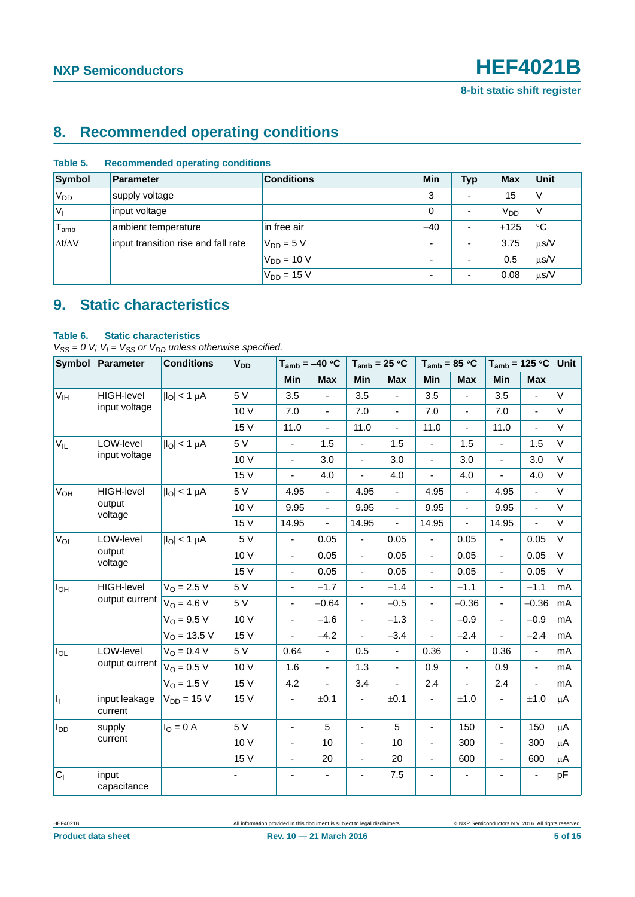## 8. Recommended operating conditions

**Table 5. Recommended operating conditions**

| Symbol | Parameter | Conditions | Min | Typ | Max | Unit |
|---|---|---|---|---|---|---|
| $V_{DD}$ | supply voltage | | 3 | - | 15 | V |
| $V_I$ | input voltage | | 0 | - | $V_{DD}$ | V |
| $T_{amb}$ | ambient temperature | in free air | −40 | - | +125 | °C |
| $\Delta t/\Delta V$ | input transition rise and fall rate | $V_{DD}$ = 5 V | - | - | 3.75 | μs/V |
| | | $V_{DD}$ = 10 V | - | - | 0.5 | μs/V |
| | | $V_{DD}$ = 15 V | - | - | 0.08 | μs/V |

## 9. Static characteristics

**Table 6. Static characteristics**

*$V_{SS}$ = 0 V; $V_I$ = $V_{SS}$ or $V_{DD}$ unless otherwise specified.*

| Symbol | Parameter | Conditions | $V_{DD}$ | $T_{amb}$ = −40 °C | | $T_{amb}$ = 25 °C | | $T_{amb}$ = 85 °C | | $T_{amb}$ = 125 °C | | Unit |
|---|---|---|---|---|---|---|---|---|---|---|---|---|
| | | | | Min | Max | Min | Max | Min | Max | Min | Max | |
| $V_{IH}$ | HIGH-level input voltage | $\lvert I_O \rvert$ < 1 μA | 5 V | 3.5 | - | 3.5 | - | 3.5 | - | 3.5 | - | V |
| | | | 10 V | 7.0 | - | 7.0 | - | 7.0 | - | 7.0 | - | V |
| | | | 15 V | 11.0 | - | 11.0 | - | 11.0 | - | 11.0 | - | V |
| $V_{IL}$ | LOW-level input voltage | $\lvert I_O \rvert$ < 1 μA | 5 V | - | 1.5 | - | 1.5 | - | 1.5 | - | 1.5 | V |
| | | | 10 V | - | 3.0 | - | 3.0 | - | 3.0 | - | 3.0 | V |
| | | | 15 V | - | 4.0 | - | 4.0 | - | 4.0 | - | 4.0 | V |
| $V_{OH}$ | HIGH-level output voltage | $\lvert I_O \rvert$ < 1 μA | 5 V | 4.95 | - | 4.95 | - | 4.95 | - | 4.95 | - | V |
| | | | 10 V | 9.95 | - | 9.95 | - | 9.95 | - | 9.95 | - | V |
| | | | 15 V | 14.95 | - | 14.95 | - | 14.95 | - | 14.95 | - | V |
| $V_{OL}$ | LOW-level output voltage | $\lvert I_O \rvert$ < 1 μA | 5 V | - | 0.05 | - | 0.05 | - | 0.05 | - | 0.05 | V |
| | | | 10 V | - | 0.05 | - | 0.05 | - | 0.05 | - | 0.05 | V |
| | | | 15 V | - | 0.05 | - | 0.05 | - | 0.05 | - | 0.05 | V |
| $I_{OH}$ | HIGH-level output current | $V_O$ = 2.5 V | 5 V | - | −1.7 | - | −1.4 | - | −1.1 | - | −1.1 | mA |
| | | $V_O$ = 4.6 V | 5 V | - | −0.64 | - | −0.5 | - | −0.36 | - | −0.36 | mA |
| | | $V_O$ = 9.5 V | 10 V | - | −1.6 | - | −1.3 | - | −0.9 | - | −0.9 | mA |
| | | $V_O$ = 13.5 V | 15 V | - | −4.2 | - | −3.4 | - | −2.4 | - | −2.4 | mA |
| $I_{OL}$ | LOW-level output current | $V_O$ = 0.4 V | 5 V | 0.64 | - | 0.5 | - | 0.36 | - | 0.36 | - | mA |
| | | $V_O$ = 0.5 V | 10 V | 1.6 | - | 1.3 | - | 0.9 | - | 0.9 | - | mA |
| | | $V_O$ = 1.5 V | 15 V | 4.2 | - | 3.4 | - | 2.4 | - | 2.4 | - | mA |
| $I_I$ | input leakage current | $V_{DD}$ = 15 V | 15 V | - | ±0.1 | - | ±0.1 | - | ±1.0 | - | ±1.0 | μA |
| $I_{DD}$ | supply current | $I_O$ = 0 A | 5 V | - | 5 | - | 5 | - | 150 | - | 150 | μA |
| | | | 10 V | - | 10 | - | 10 | - | 300 | - | 300 | μA |
| | | | 15 V | - | 20 | - | 20 | - | 600 | - | 600 | μA |
| $C_I$ | input capacitance | | - | - | - | - | 7.5 | - | - | - | - | pF |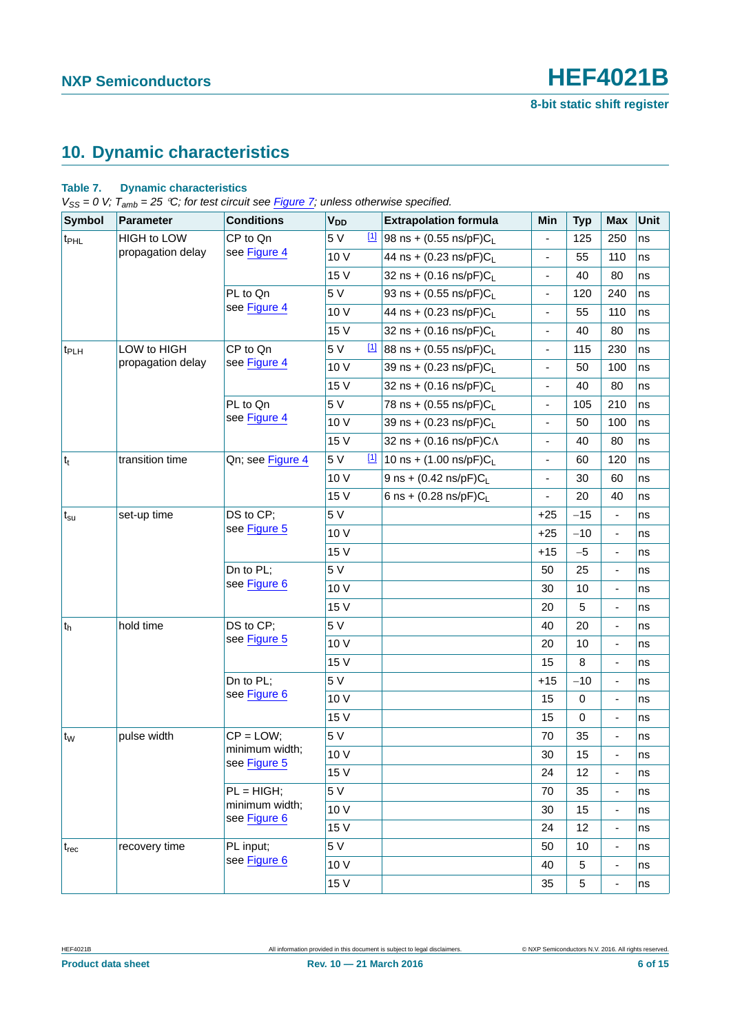## 10. Dynamic characteristics

**Table 7. Dynamic characteristics**

*$V_{SS}$ = 0 V; $T_{amb}$ = 25 °C; for test circuit see Figure 7; unless otherwise specified.*

| Symbol | Parameter | Conditions | $V_{DD}$ | Extrapolation formula | Min | Typ | Max | Unit |
|---|---|---|---|---|---|---|---|---|
| $t_{PHL}$ | HIGH to LOW propagation delay | CP to Qn see Figure 4 | 5 V [1] | 98 ns + (0.55 ns/pF)$C_L$ | - | 125 | 250 | ns |
| | | | 10 V | 44 ns + (0.23 ns/pF)$C_L$ | - | 55 | 110 | ns |
| | | | 15 V | 32 ns + (0.16 ns/pF)$C_L$ | - | 40 | 80 | ns |
| | | PL to Qn see Figure 4 | 5 V | 93 ns + (0.55 ns/pF)$C_L$ | - | 120 | 240 | ns |
| | | | 10 V | 44 ns + (0.23 ns/pF)$C_L$ | - | 55 | 110 | ns |
| | | | 15 V | 32 ns + (0.16 ns/pF)$C_L$ | - | 40 | 80 | ns |
| $t_{PLH}$ | LOW to HIGH propagation delay | CP to Qn see Figure 4 | 5 V [1] | 88 ns + (0.55 ns/pF)$C_L$ | - | 115 | 230 | ns |
| | | | 10 V | 39 ns + (0.23 ns/pF)$C_L$ | - | 50 | 100 | ns |
| | | | 15 V | 32 ns + (0.16 ns/pF)$C_L$ | - | 40 | 80 | ns |
| | | PL to Qn see Figure 4 | 5 V | 78 ns + (0.55 ns/pF)$C_L$ | - | 105 | 210 | ns |
| | | | 10 V | 39 ns + (0.23 ns/pF)$C_L$ | - | 50 | 100 | ns |
| | | | 15 V | 32 ns + (0.16 ns/pF)CΛ | - | 40 | 80 | ns |
| $t_t$ | transition time | Qn; see Figure 4 | 5 V [1] | 10 ns + (1.00 ns/pF)$C_L$ | - | 60 | 120 | ns |
| | | | 10 V | 9 ns + (0.42 ns/pF)$C_L$ | - | 30 | 60 | ns |
| | | | 15 V | 6 ns + (0.28 ns/pF)$C_L$ | - | 20 | 40 | ns |
| $t_{su}$ | set-up time | DS to CP; see Figure 5 | 5 V | | +25 | −15 | - | ns |
| | | | 10 V | | +25 | −10 | - | ns |
| | | | 15 V | | +15 | −5 | - | ns |
| | | Dn to PL; see Figure 6 | 5 V | | 50 | 25 | - | ns |
| | | | 10 V | | 30 | 10 | - | ns |
| | | | 15 V | | 20 | 5 | - | ns |
| $t_h$ | hold time | DS to CP; see Figure 5 | 5 V | | 40 | 20 | - | ns |
| | | | 10 V | | 20 | 10 | - | ns |
| | | | 15 V | | 15 | 8 | - | ns |
| | | Dn to PL; see Figure 6 | 5 V | | +15 | −10 | - | ns |
| | | | 10 V | | 15 | 0 | - | ns |
| | | | 15 V | | 15 | 0 | - | ns |
| $t_W$ | pulse width | CP = LOW; minimum width; see Figure 5 | 5 V | | 70 | 35 | - | ns |
| | | | 10 V | | 30 | 15 | - | ns |
| | | | 15 V | | 24 | 12 | - | ns |
| | | PL = HIGH; minimum width; see Figure 6 | 5 V | | 70 | 35 | - | ns |
| | | | 10 V | | 30 | 15 | - | ns |
| | | | 15 V | | 24 | 12 | - | ns |
| $t_{rec}$ | recovery time | PL input; see Figure 6 | 5 V | | 50 | 10 | - | ns |
| | | | 10 V | | 40 | 5 | - | ns |
| | | | 15 V | | 35 | 5 | - | ns |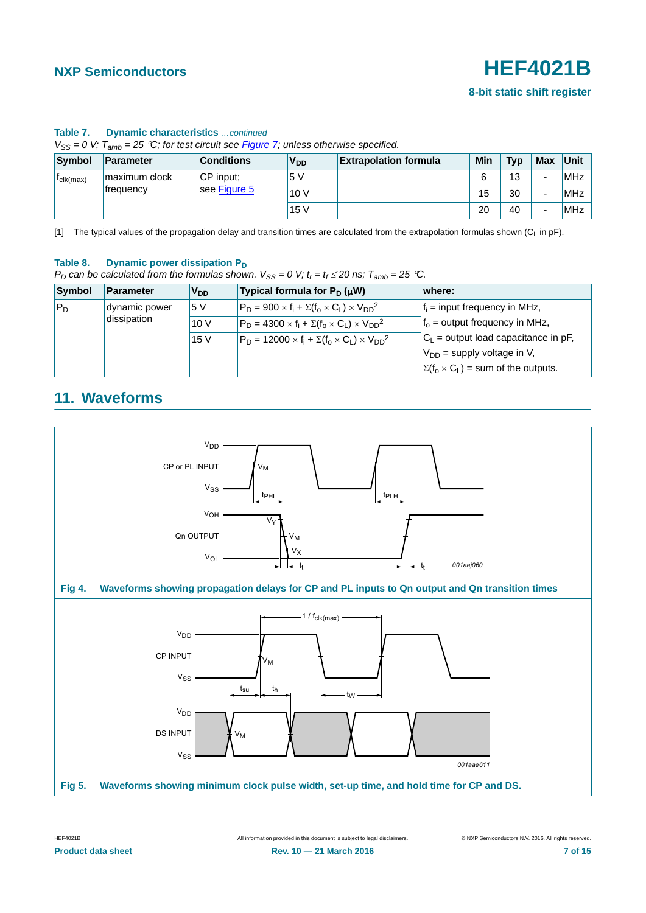**Table 7. Dynamic characteristics** *...continued*

*$V_{SS}$ = 0 V; $T_{amb}$ = 25 °C; for test circuit see Figure 7; unless otherwise specified.*

| Symbol | Parameter | Conditions | $V_{DD}$ | Extrapolation formula | Min | Typ | Max | Unit |
|---|---|---|---|---|---|---|---|---|
| $f_{clk(max)}$ | maximum clock frequency | CP input; see Figure 5 | 5 V | | 6 | 13 | - | MHz |
| | | | 10 V | | 15 | 30 | - | MHz |
| | | | 15 V | | 20 | 40 | - | MHz |

[1] The typical values of the propagation delay and transition times are calculated from the extrapolation formulas shown ($C_L$ in pF).

**Table 8. Dynamic power dissipation $P_D$**

*$P_D$ can be calculated from the formulas shown. $V_{SS}$ = 0 V; $t_r = t_f \leq 20$ ns; $T_{amb}$ = 25 °C.*

| Symbol | Parameter | $V_{DD}$ | Typical formula for $P_D$ (μW) | where: |
|---|---|---|---|---|
| $P_D$ | dynamic power dissipation | 5 V | $P_D = 900 \times f_i + \Sigma(f_o \times C_L) \times V_{DD}^2$ | $f_i$ = input frequency in MHz, |
| | | 10 V | $P_D = 4300 \times f_i + \Sigma(f_o \times C_L) \times V_{DD}^2$ | $f_o$ = output frequency in MHz, |
| | | 15 V | $P_D = 12000 \times f_i + \Sigma(f_o \times C_L) \times V_{DD}^2$ | $C_L$ = output load capacitance in pF, |
| | | | | $V_{DD}$ = supply voltage in V, |
| | | | | $\Sigma(f_o \times C_L)$ = sum of the outputs. |

## 11. Waveforms

**Fig 4. Waveforms showing propagation delays for CP and PL inputs to Qn output and Qn transition times**

**Fig 5. Waveforms showing minimum clock pulse width, set-up time, and hold time for CP and DS.**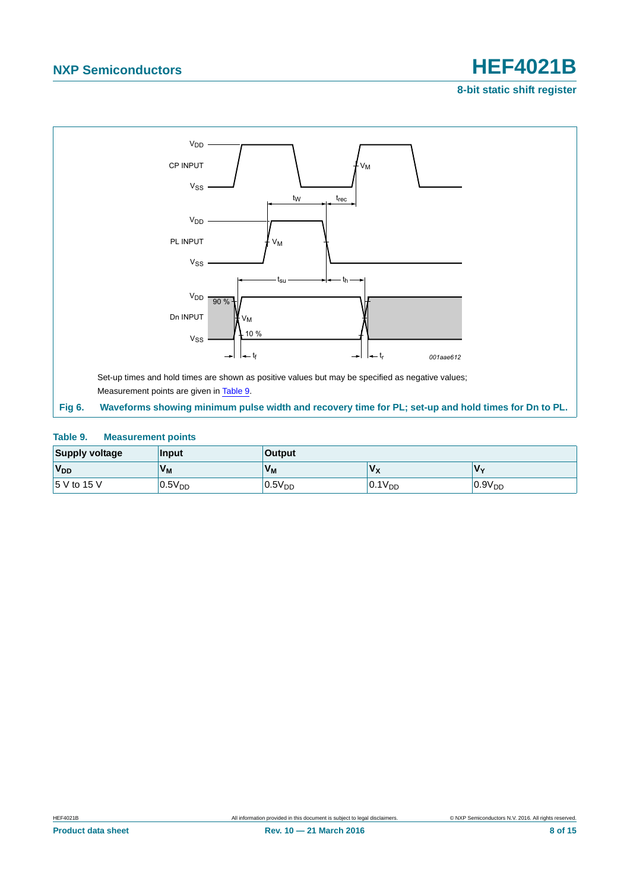Set-up times and hold times are shown as positive values but may be specified as negative values;
Measurement points are given in Table 9.

**Fig 6. Waveforms showing minimum pulse width and recovery time for PL; set-up and hold times for Dn to PL.**

**Table 9. Measurement points**

| Supply voltage | Input | Output | | |
|---|---|---|---|---|
| $V_{DD}$ | $V_M$ | $V_M$ | $V_X$ | $V_Y$ |
| 5 V to 15 V | $0.5V_{DD}$ | $0.5V_{DD}$ | $0.1V_{DD}$ | $0.9V_{DD}$ |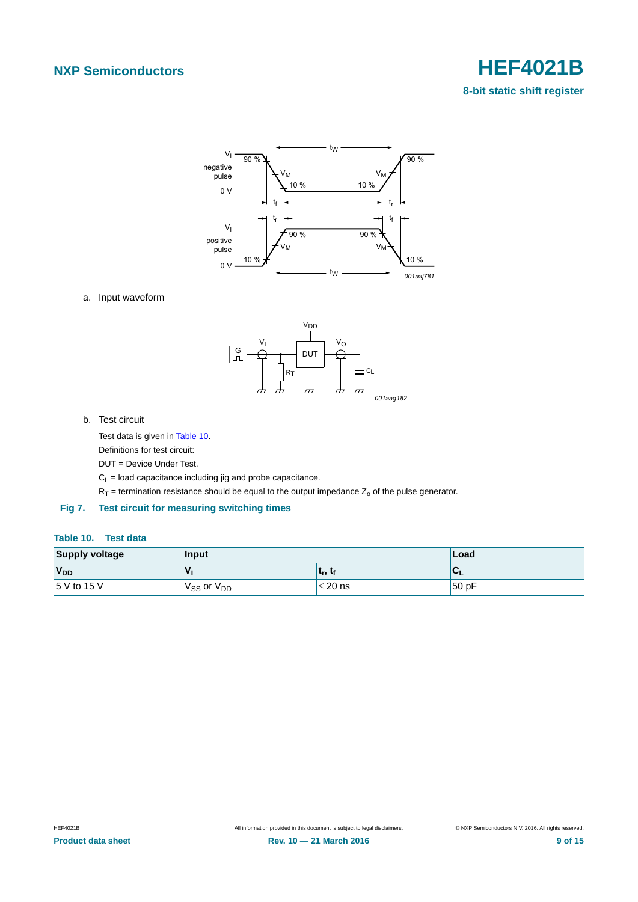a. Input waveform

b. Test circuit

Test data is given in Table 10.

Definitions for test circuit:

DUT = Device Under Test.

$C_L$ = load capacitance including jig and probe capacitance.

$R_T$ = termination resistance should be equal to the output impedance $Z_o$ of the pulse generator.

**Fig 7. Test circuit for measuring switching times**

**Table 10. Test data**

| Supply voltage | Input | | Load |
|---|---|---|---|
| $V_{DD}$ | $V_I$ | $t_r$, $t_f$ | $C_L$ |
| 5 V to 15 V | $V_{SS}$ or $V_{DD}$ | ≤ 20 ns | 50 pF |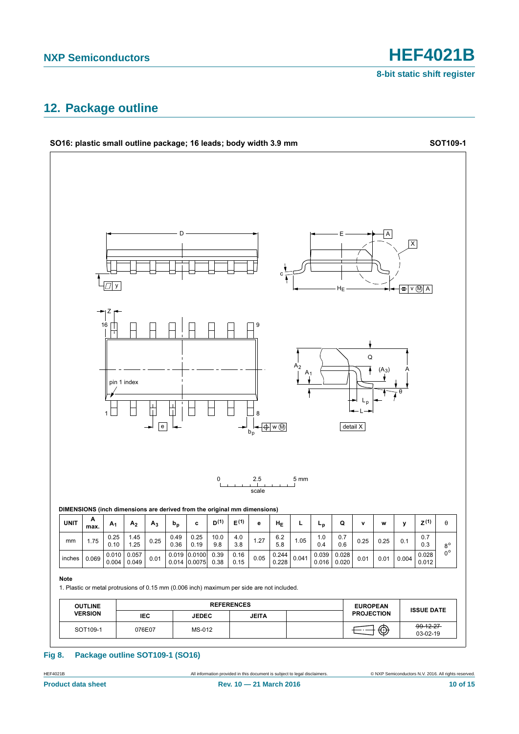## 12. Package outline

**SO16: plastic small outline package; 16 leads; body width 3.9 mm** **SOT109-1**

**DIMENSIONS (inch dimensions are derived from the original mm dimensions)**

| UNIT | A max. | $A_1$ | $A_2$ | $A_3$ | $b_p$ | c | $D^{(1)}$ | $E^{(1)}$ | e | $H_E$ | L | $L_p$ | Q | v | w | y | $Z^{(1)}$ | θ |
|---|---|---|---|---|---|---|---|---|---|---|---|---|---|---|---|---|---|---|
| mm | 1.75 | 0.25<br>0.10 | 1.45<br>1.25 | 0.25 | 0.49<br>0.36 | 0.25<br>0.19 | 10.0<br>9.8 | 4.0<br>3.8 | 1.27 | 6.2<br>5.8 | 1.05 | 1.0<br>0.4 | 0.7<br>0.6 | 0.25 | 0.25 | 0.1 | 0.7<br>0.3 | 8°<br>0° |
| inches | 0.069 | 0.010<br>0.004 | 0.057<br>0.049 | 0.01 | 0.019<br>0.014 | 0.0100<br>0.0075 | 0.39<br>0.38 | 0.16<br>0.15 | 0.05 | 0.244<br>0.228 | 0.041 | 0.039<br>0.016 | 0.028<br>0.020 | 0.01 | 0.01 | 0.004 | 0.028<br>0.012 | |

**Note**

1. Plastic or metal protrusions of 0.15 mm (0.006 inch) maximum per side are not included.

| OUTLINE VERSION | REFERENCES | | | | EUROPEAN PROJECTION | ISSUE DATE |
|---|---|---|---|---|---|---|
| | IEC | JEDEC | JEITA | | | |
| SOT109-1 | 076E07 | MS-012 | | | | ~~99-12-27~~<br>03-02-19 |

**Fig 8. Package outline SOT109-1 (SO16)**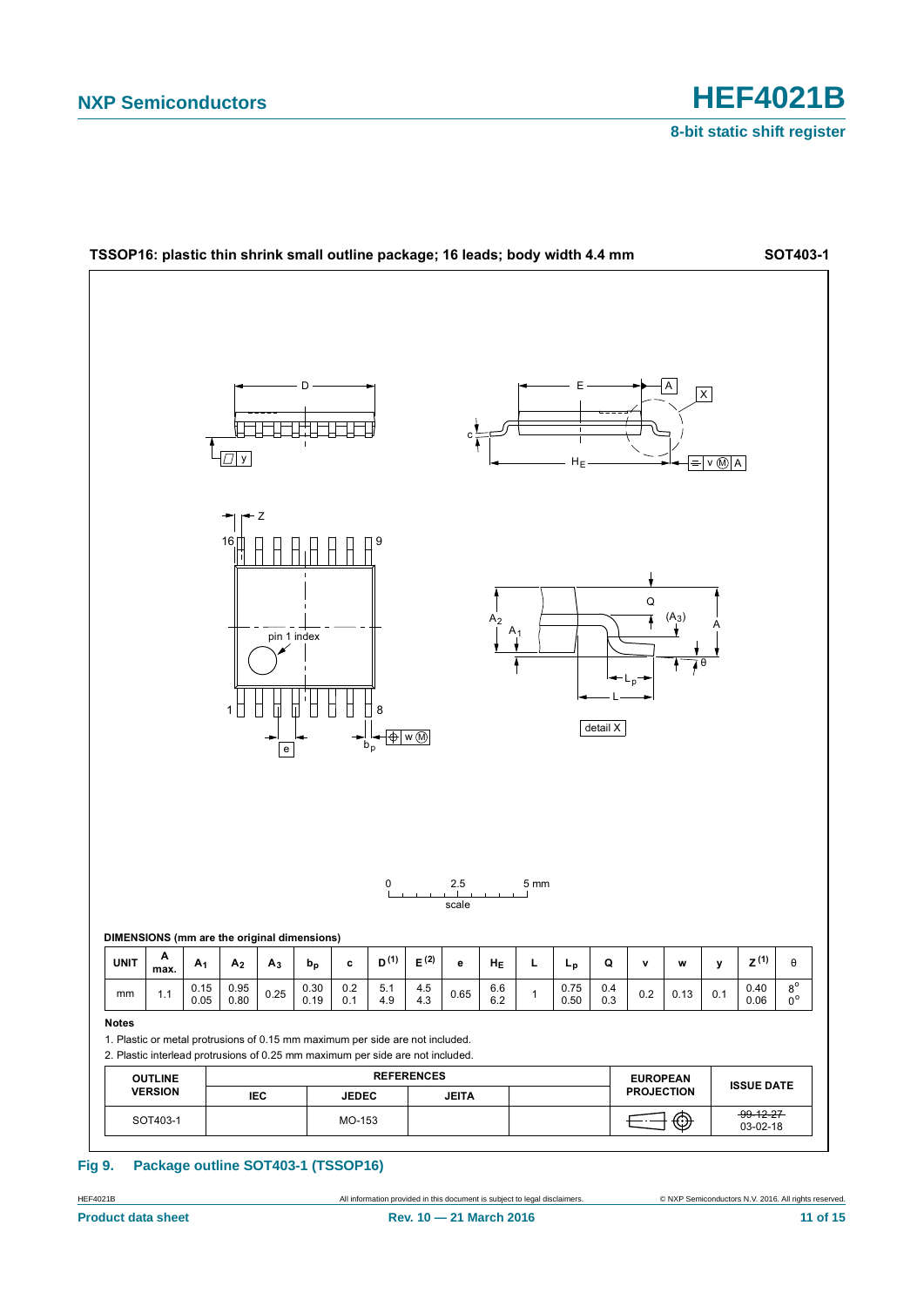**TSSOP16: plastic thin shrink small outline package; 16 leads; body width 4.4 mm** **SOT403-1**

**DIMENSIONS (mm are the original dimensions)**

| UNIT | A max. | $A_1$ | $A_2$ | $A_3$ | $b_p$ | c | D (1) | E (2) | e | $H_E$ | L | $L_p$ | Q | v | w | y | Z (1) | θ |
|---|---|---|---|---|---|---|---|---|---|---|---|---|---|---|---|---|---|---|
| mm | 1.1 | 0.15<br>0.05 | 0.95<br>0.80 | 0.25 | 0.30<br>0.19 | 0.2<br>0.1 | 5.1<br>4.9 | 4.5<br>4.3 | 0.65 | 6.6<br>6.2 | 1 | 0.75<br>0.50 | 0.4<br>0.3 | 0.2 | 0.13 | 0.1 | 0.40<br>0.06 | 8°<br>0° |

**Notes**

1. Plastic or metal protrusions of 0.15 mm maximum per side are not included.
2. Plastic interlead protrusions of 0.25 mm maximum per side are not included.

| OUTLINE VERSION | REFERENCES | | | | EUROPEAN PROJECTION | ISSUE DATE |
|---|---|---|---|---|---|---|
| | IEC | JEDEC | JEITA | | | |
| SOT403-1 | | MO-153 | | | | ~~99-12-27~~<br>03-02-18 |

**Fig 9. Package outline SOT403-1 (TSSOP16)**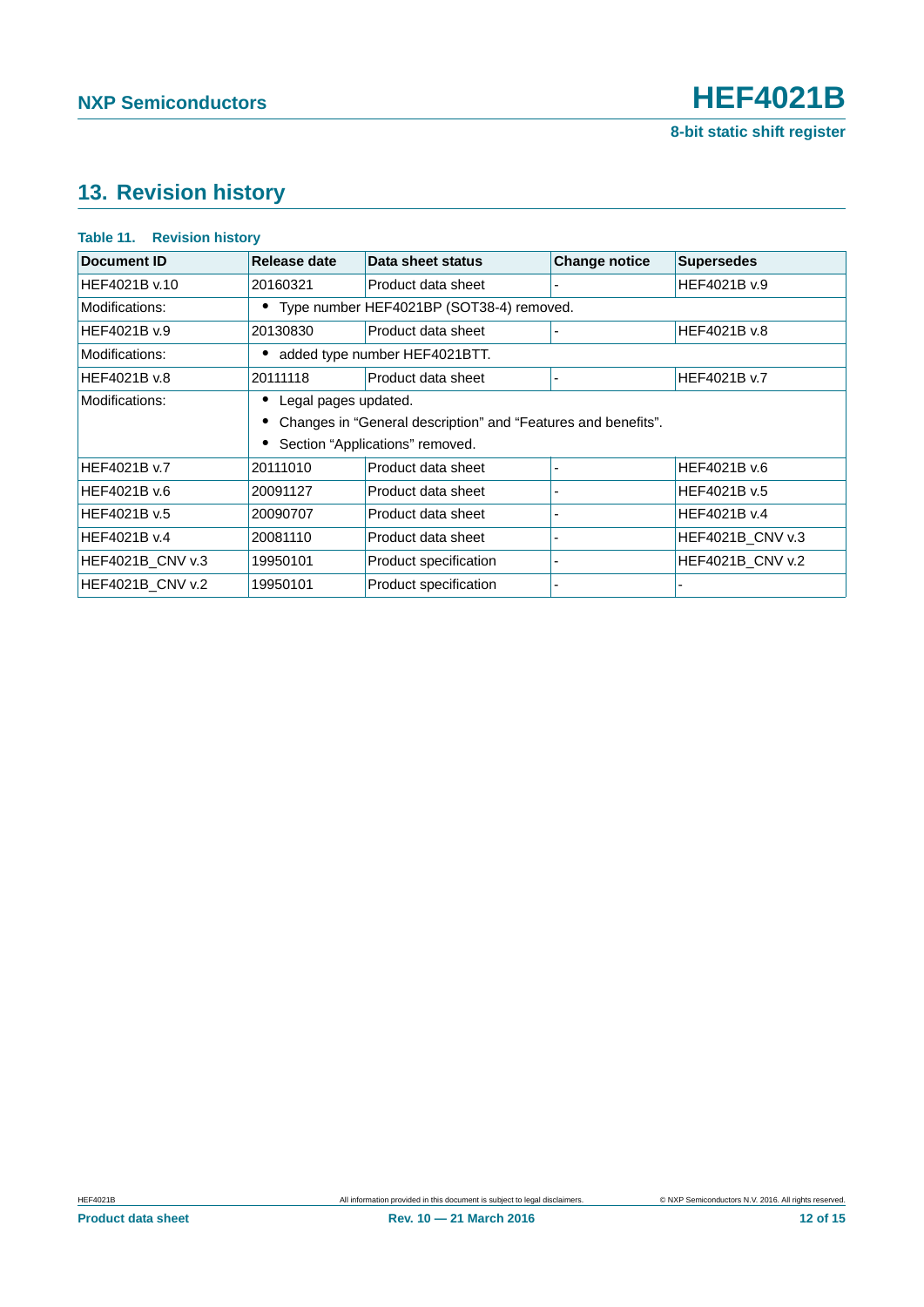## 13. Revision history

**Table 11. Revision history**

| Document ID | Release date | Data sheet status | Change notice | Supersedes |
|---|---|---|---|---|
| HEF4021B v.10 | 20160321 | Product data sheet | - | HEF4021B v.9 |
| Modifications: | • Type number HEF4021BP (SOT38-4) removed. | | | |
| HEF4021B v.9 | 20130830 | Product data sheet | - | HEF4021B v.8 |
| Modifications: | • added type number HEF4021BTT. | | | |
| HEF4021B v.8 | 20111118 | Product data sheet | - | HEF4021B v.7 |
| Modifications: | • Legal pages updated.<br>• Changes in “General description” and “Features and benefits”.<br>• Section “Applications” removed. | | | |
| HEF4021B v.7 | 20111010 | Product data sheet | - | HEF4021B v.6 |
| HEF4021B v.6 | 20091127 | Product data sheet | - | HEF4021B v.5 |
| HEF4021B v.5 | 20090707 | Product data sheet | - | HEF4021B v.4 |
| HEF4021B v.4 | 20081110 | Product data sheet | - | HEF4021B_CNV v.3 |
| HEF4021B_CNV v.3 | 19950101 | Product specification | - | HEF4021B_CNV v.2 |
| HEF4021B_CNV v.2 | 19950101 | Product specification | - | - |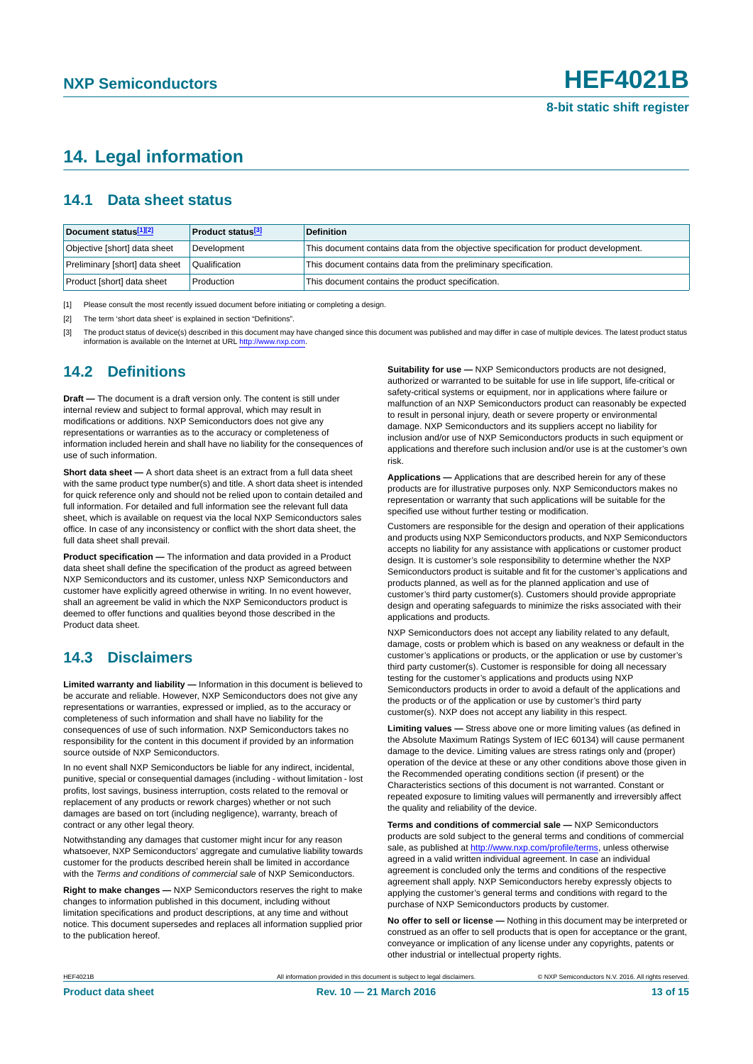# 14. Legal information

## 14.1 Data sheet status

| Document status[1][2] | Product status[3] | Definition |
|---|---|---|
| Objective [short] data sheet | Development | This document contains data from the objective specification for product development. |
| Preliminary [short] data sheet | Qualification | This document contains data from the preliminary specification. |
| Product [short] data sheet | Production | This document contains the product specification. |

[1] Please consult the most recently issued document before initiating or completing a design.

[2] The term 'short data sheet' is explained in section "Definitions".

[3] The product status of device(s) described in this document may have changed since this document was published and may differ in case of multiple devices. The latest product status information is available on the Internet at URL http://www.nxp.com.

## 14.2 Definitions

**Draft —** The document is a draft version only. The content is still under internal review and subject to formal approval, which may result in modifications or additions. NXP Semiconductors does not give any representations or warranties as to the accuracy or completeness of information included herein and shall have no liability for the consequences of use of such information.

**Short data sheet —** A short data sheet is an extract from a full data sheet with the same product type number(s) and title. A short data sheet is intended for quick reference only and should not be relied upon to contain detailed and full information. For detailed and full information see the relevant full data sheet, which is available on request via the local NXP Semiconductors sales office. In case of any inconsistency or conflict with the short data sheet, the full data sheet shall prevail.

**Product specification —** The information and data provided in a Product data sheet shall define the specification of the product as agreed between NXP Semiconductors and its customer, unless NXP Semiconductors and customer have explicitly agreed otherwise in writing. In no event however, shall an agreement be valid in which the NXP Semiconductors product is deemed to offer functions and qualities beyond those described in the Product data sheet.

## 14.3 Disclaimers

**Limited warranty and liability —** Information in this document is believed to be accurate and reliable. However, NXP Semiconductors does not give any representations or warranties, expressed or implied, as to the accuracy or completeness of such information and shall have no liability for the consequences of use of such information. NXP Semiconductors takes no responsibility for the content in this document if provided by an information source outside of NXP Semiconductors.

In no event shall NXP Semiconductors be liable for any indirect, incidental, punitive, special or consequential damages (including - without limitation - lost profits, lost savings, business interruption, costs related to the removal or replacement of any products or rework charges) whether or not such damages are based on tort (including negligence), warranty, breach of contract or any other legal theory.

Notwithstanding any damages that customer might incur for any reason whatsoever, NXP Semiconductors' aggregate and cumulative liability towards customer for the products described herein shall be limited in accordance with the *Terms and conditions of commercial sale* of NXP Semiconductors.

**Right to make changes —** NXP Semiconductors reserves the right to make changes to information published in this document, including without limitation specifications and product descriptions, at any time and without notice. This document supersedes and replaces all information supplied prior to the publication hereof.

**Suitability for use —** NXP Semiconductors products are not designed, authorized or warranted to be suitable for use in life support, life-critical or safety-critical systems or equipment, nor in applications where failure or malfunction of an NXP Semiconductors product can reasonably be expected to result in personal injury, death or severe property or environmental damage. NXP Semiconductors and its suppliers accept no liability for inclusion and/or use of NXP Semiconductors products in such equipment or applications and therefore such inclusion and/or use is at the customer's own risk.

**Applications —** Applications that are described herein for any of these products are for illustrative purposes only. NXP Semiconductors makes no representation or warranty that such applications will be suitable for the specified use without further testing or modification.

Customers are responsible for the design and operation of their applications and products using NXP Semiconductors products, and NXP Semiconductors accepts no liability for any assistance with applications or customer product design. It is customer's sole responsibility to determine whether the NXP Semiconductors product is suitable and fit for the customer's applications and products planned, as well as for the planned application and use of customer's third party customer(s). Customers should provide appropriate design and operating safeguards to minimize the risks associated with their applications and products.

NXP Semiconductors does not accept any liability related to any default, damage, costs or problem which is based on any weakness or default in the customer's applications or products, or the application or use by customer's third party customer(s). Customer is responsible for doing all necessary testing for the customer's applications and products using NXP Semiconductors products in order to avoid a default of the applications and the products or of the application or use by customer's third party customer(s). NXP does not accept any liability in this respect.

**Limiting values —** Stress above one or more limiting values (as defined in the Absolute Maximum Ratings System of IEC 60134) will cause permanent damage to the device. Limiting values are stress ratings only and (proper) operation of the device at these or any other conditions above those given in the Recommended operating conditions section (if present) or the Characteristics sections of this document is not warranted. Constant or repeated exposure to limiting values will permanently and irreversibly affect the quality and reliability of the device.

**Terms and conditions of commercial sale —** NXP Semiconductors products are sold subject to the general terms and conditions of commercial sale, as published at http://www.nxp.com/profile/terms, unless otherwise agreed in a valid written individual agreement. In case an individual agreement is concluded only the terms and conditions of the respective agreement shall apply. NXP Semiconductors hereby expressly objects to applying the customer's general terms and conditions with regard to the purchase of NXP Semiconductors products by customer.

**No offer to sell or license —** Nothing in this document may be interpreted or construed as an offer to sell products that is open for acceptance or the grant, conveyance or implication of any license under any copyrights, patents or other industrial or intellectual property rights.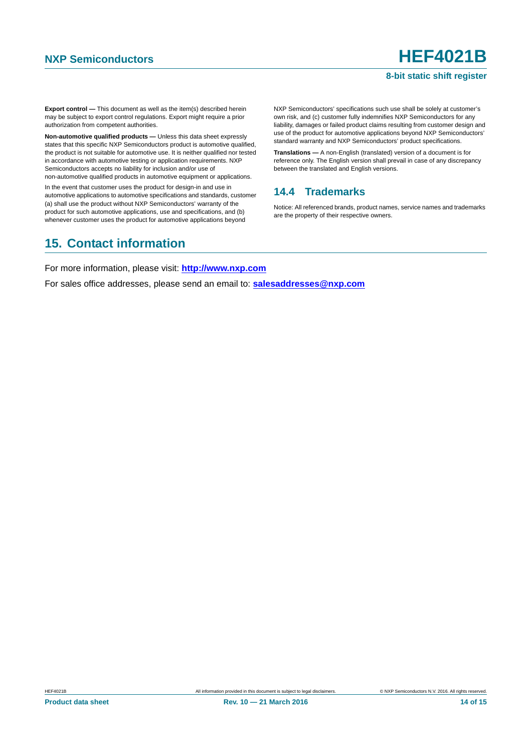**Export control —** This document as well as the item(s) described herein may be subject to export control regulations. Export might require a prior authorization from competent authorities.

**Non-automotive qualified products —** Unless this data sheet expressly states that this specific NXP Semiconductors product is automotive qualified, the product is not suitable for automotive use. It is neither qualified nor tested in accordance with automotive testing or application requirements. NXP Semiconductors accepts no liability for inclusion and/or use of non-automotive qualified products in automotive equipment or applications.

In the event that customer uses the product for design-in and use in automotive applications to automotive specifications and standards, customer (a) shall use the product without NXP Semiconductors' warranty of the product for such automotive applications, use and specifications, and (b) whenever customer uses the product for automotive applications beyond NXP Semiconductors' specifications such use shall be solely at customer's own risk, and (c) customer fully indemnifies NXP Semiconductors for any liability, damages or failed product claims resulting from customer design and use of the product for automotive applications beyond NXP Semiconductors' standard warranty and NXP Semiconductors' product specifications.

**Translations —** A non-English (translated) version of a document is for reference only. The English version shall prevail in case of any discrepancy between the translated and English versions.

### 14.4 Trademarks

Notice: All referenced brands, product names, service names and trademarks are the property of their respective owners.

## 15. Contact information

For more information, please visit: **http://www.nxp.com**

For sales office addresses, please send an email to: **salesaddresses@nxp.com**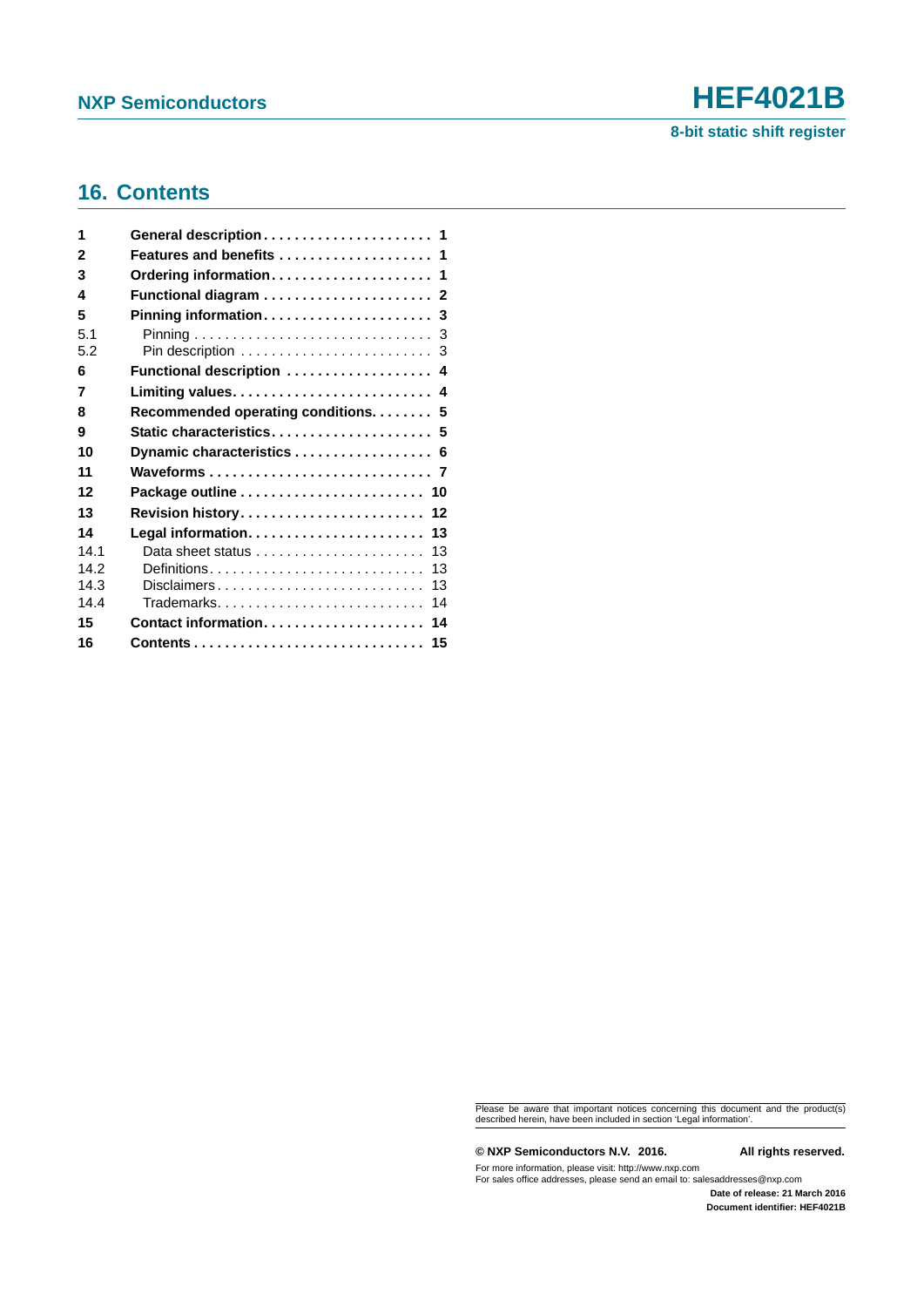## 16. Contents

| | | |
|---|---|---|
| **1** | **General description** | **1** |
| **2** | **Features and benefits** | **1** |
| **3** | **Ordering information** | **1** |
| **4** | **Functional diagram** | **2** |
| **5** | **Pinning information** | **3** |
| 5.1 | Pinning | 3 |
| 5.2 | Pin description | 3 |
| **6** | **Functional description** | **4** |
| **7** | **Limiting values** | **4** |
| **8** | **Recommended operating conditions** | **5** |
| **9** | **Static characteristics** | **5** |
| **10** | **Dynamic characteristics** | **6** |
| **11** | **Waveforms** | **7** |
| **12** | **Package outline** | **10** |
| **13** | **Revision history** | **12** |
| **14** | **Legal information** | **13** |
| 14.1 | Data sheet status | 13 |
| 14.2 | Definitions | 13 |
| 14.3 | Disclaimers | 13 |
| 14.4 | Trademarks | 14 |
| **15** | **Contact information** | **14** |
| **16** | **Contents** | **15** |

Please be aware that important notices concerning this document and the product(s) described herein, have been included in section 'Legal information'.

**© NXP Semiconductors N.V. 2016. All rights reserved.**

For more information, please visit: http://www.nxp.com
For sales office addresses, please send an email to: salesaddresses@nxp.com

**Date of release: 21 March 2016**
**Document identifier: HEF4021B**